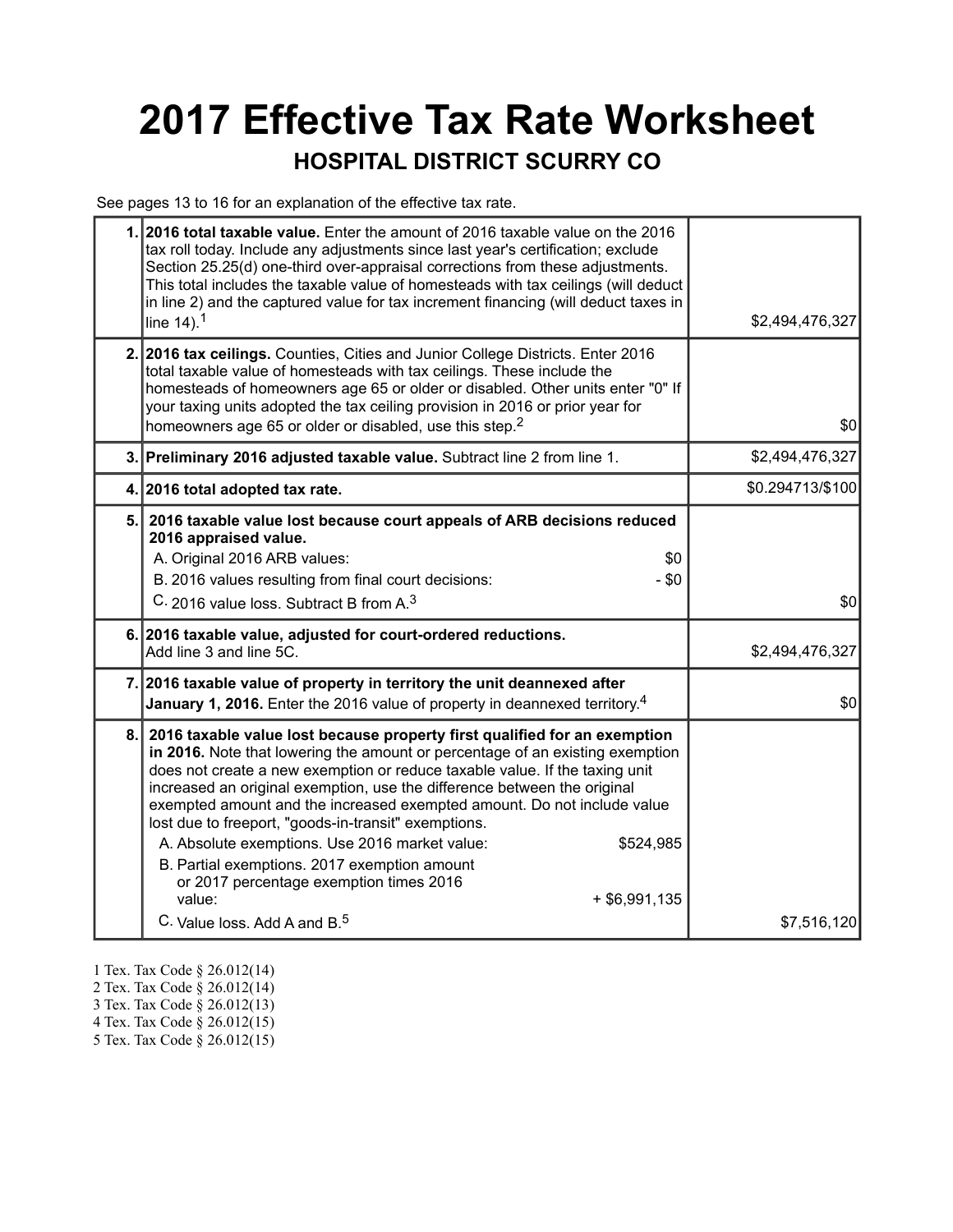# 2017 Effective Tax Rate Worksheet

## HOSPITAL DISTRICT SCURRY CO

See pages 13 to 16 for an explanation of the effective tax rate.

| | | |
|---|---|---|
| 1. | **2016 total taxable value.** Enter the amount of 2016 taxable value on the 2016 tax roll today. Include any adjustments since last year's certification; exclude Section 25.25(d) one-third over-appraisal corrections from these adjustments. This total includes the taxable value of homesteads with tax ceilings (will deduct in line 2) and the captured value for tax increment financing (will deduct taxes in line 14).[1] | $2,494,476,327 |
| 2. | **2016 tax ceilings.** Counties, Cities and Junior College Districts. Enter 2016 total taxable value of homesteads with tax ceilings. These include the homesteads of homeowners age 65 or older or disabled. Other units enter "0" If your taxing units adopted the tax ceiling provision in 2016 or prior year for homeowners age 65 or older or disabled, use this step.[2] | $0 |
| 3. | **Preliminary 2016 adjusted taxable value.** Subtract line 2 from line 1. | $2,494,476,327 |
| 4. | **2016 total adopted tax rate.** | $0.294713/$100 |
| 5. | **2016 taxable value lost because court appeals of ARB decisions reduced 2016 appraised value.**<br>A. Original 2016 ARB values: $0<br>B. 2016 values resulting from final court decisions: - $0<br>C. 2016 value loss. Subtract B from A.[3] | $0 |
| 6. | **2016 taxable value, adjusted for court-ordered reductions.** Add line 3 and line 5C. | $2,494,476,327 |
| 7. | **2016 taxable value of property in territory the unit deannexed after January 1, 2016.** Enter the 2016 value of property in deannexed territory.[4] | $0 |
| 8. | **2016 taxable value lost because property first qualified for an exemption in 2016.** Note that lowering the amount or percentage of an existing exemption does not create a new exemption or reduce taxable value. If the taxing unit increased an original exemption, use the difference between the original exempted amount and the increased exempted amount. Do not include value lost due to freeport, "goods-in-transit" exemptions.<br>A. Absolute exemptions. Use 2016 market value: $524,985<br>B. Partial exemptions. 2017 exemption amount or 2017 percentage exemption times 2016 value: + $6,991,135<br>C. Value loss. Add A and B.[5] | $7,516,120 |

1 Tex. Tax Code § 26.012(14)
2 Tex. Tax Code § 26.012(14)
3 Tex. Tax Code § 26.012(13)
4 Tex. Tax Code § 26.012(15)
5 Tex. Tax Code § 26.012(15)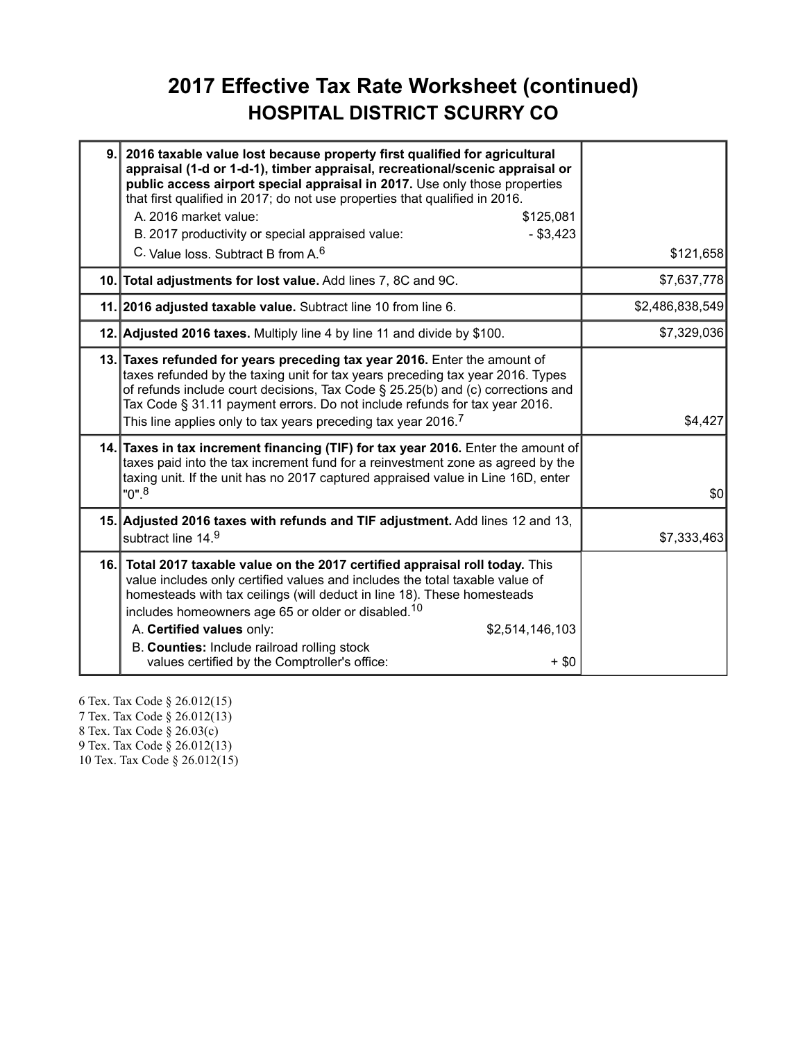# 2017 Effective Tax Rate Worksheet (continued)

## HOSPITAL DISTRICT SCURRY CO

| | | |
|---|---|---|
| 9. | **2016 taxable value lost because property first qualified for agricultural appraisal (1-d or 1-d-1), timber appraisal, recreational/scenic appraisal or public access airport special appraisal in 2017.** Use only those properties that first qualified in 2017; do not use properties that qualified in 2016.<br>A. 2016 market value: $125,081<br>B. 2017 productivity or special appraised value: - $3,423<br>C. Value loss. Subtract B from A.[6] | $121,658 |
| 10. | **Total adjustments for lost value.** Add lines 7, 8C and 9C. | $7,637,778 |
| 11. | **2016 adjusted taxable value.** Subtract line 10 from line 6. | $2,486,838,549 |
| 12. | **Adjusted 2016 taxes.** Multiply line 4 by line 11 and divide by $100. | $7,329,036 |
| 13. | **Taxes refunded for years preceding tax year 2016.** Enter the amount of taxes refunded by the taxing unit for tax years preceding tax year 2016. Types of refunds include court decisions, Tax Code § 25.25(b) and (c) corrections and Tax Code § 31.11 payment errors. Do not include refunds for tax year 2016. This line applies only to tax years preceding tax year 2016.[7] | $4,427 |
| 14. | **Taxes in tax increment financing (TIF) for tax year 2016.** Enter the amount of taxes paid into the tax increment fund for a reinvestment zone as agreed by the taxing unit. If the unit has no 2017 captured appraised value in Line 16D, enter "0".[8] | $0 |
| 15. | **Adjusted 2016 taxes with refunds and TIF adjustment.** Add lines 12 and 13, subtract line 14.[9] | $7,333,463 |
| 16. | **Total 2017 taxable value on the 2017 certified appraisal roll today.** This value includes only certified values and includes the total taxable value of homesteads with tax ceilings (will deduct in line 18). These homesteads includes homeowners age 65 or older or disabled.[10]<br>A. **Certified values** only: $2,514,146,103<br>B. **Counties:** Include railroad rolling stock values certified by the Comptroller's office: + $0 | |

6 Tex. Tax Code § 26.012(15)
7 Tex. Tax Code § 26.012(13)
8 Tex. Tax Code § 26.03(c)
9 Tex. Tax Code § 26.012(13)
10 Tex. Tax Code § 26.012(15)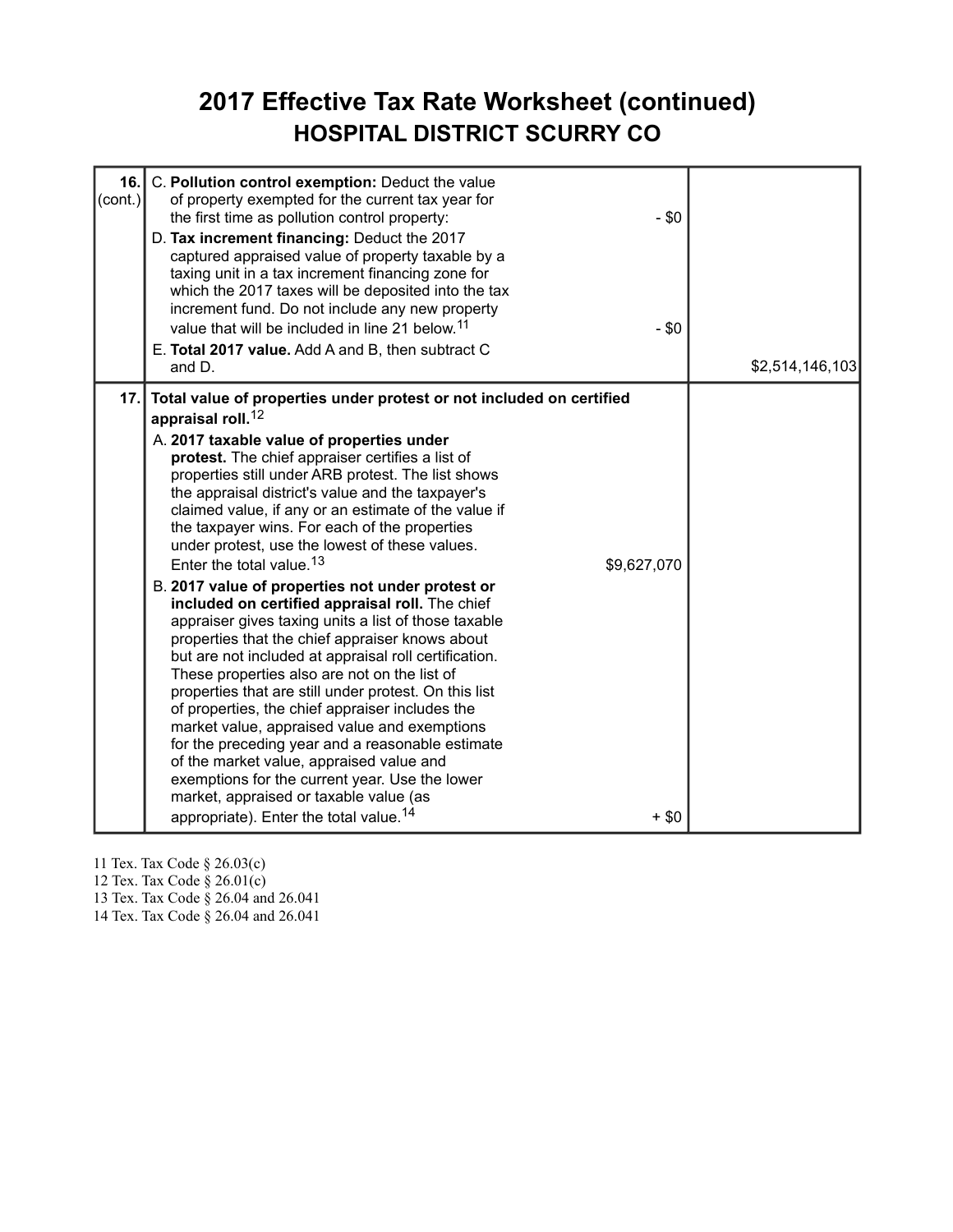# 2017 Effective Tax Rate Worksheet (continued)

## HOSPITAL DISTRICT SCURRY CO

| | | | |
|---|---|---|---|
| 16. (cont.) | C. **Pollution control exemption:** Deduct the value of property exempted for the current tax year for the first time as pollution control property:<br>D. **Tax increment financing:** Deduct the 2017 captured appraised value of property taxable by a taxing unit in a tax increment financing zone for which the 2017 taxes will be deposited into the tax increment fund. Do not include any new property value that will be included in line 21 below.[11]<br>E. **Total 2017 value.** Add A and B, then subtract C and D. | - $0<br><br><br><br>- $0 | $2,514,146,103 |
| 17. | **Total value of properties under protest or not included on certified appraisal roll.**[12]<br>A. **2017 taxable value of properties under protest.** The chief appraiser certifies a list of properties still under ARB protest. The list shows the appraisal district's value and the taxpayer's claimed value, if any or an estimate of the value if the taxpayer wins. For each of the properties under protest, use the lowest of these values. Enter the total value.[13]<br>B. **2017 value of properties not under protest or included on certified appraisal roll.** The chief appraiser gives taxing units a list of those taxable properties that the chief appraiser knows about but are not included at appraisal roll certification. These properties also are not on the list of properties that are still under protest. On this list of properties, the chief appraiser includes the market value, appraised value and exemptions for the preceding year and a reasonable estimate of the market value, appraised value and exemptions for the current year. Use the lower market, appraised or taxable value (as appropriate). Enter the total value.[14] | $9,627,070<br><br><br><br>+ $0 | |

11 Tex. Tax Code § 26.03(c)
12 Tex. Tax Code § 26.01(c)
13 Tex. Tax Code § 26.04 and 26.041
14 Tex. Tax Code § 26.04 and 26.041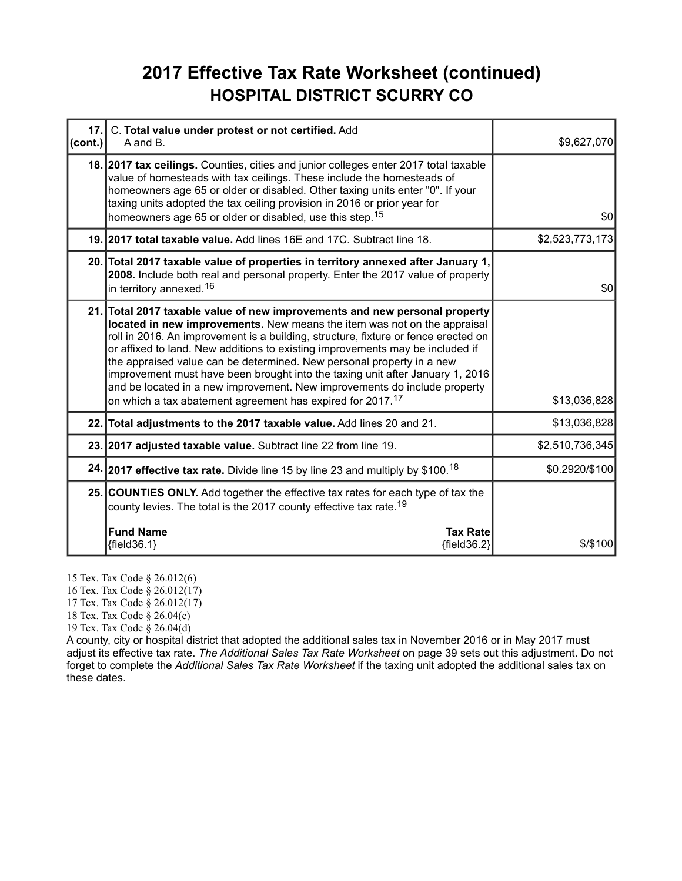# 2017 Effective Tax Rate Worksheet (continued)

## HOSPITAL DISTRICT SCURRY CO

| | | |
|---|---|---|
| **17. (cont.)** | C. **Total value under protest or not certified.** Add A and B. | $9,627,070 |
| **18.** | **2017 tax ceilings.** Counties, cities and junior colleges enter 2017 total taxable value of homesteads with tax ceilings. These include the homesteads of homeowners age 65 or older or disabled. Other taxing units enter "0". If your taxing units adopted the tax ceiling provision in 2016 or prior year for homeowners age 65 or older or disabled, use this step.[15] | $0 |
| **19.** | **2017 total taxable value.** Add lines 16E and 17C. Subtract line 18. | $2,523,773,173 |
| **20.** | **Total 2017 taxable value of properties in territory annexed after January 1, 2008.** Include both real and personal property. Enter the 2017 value of property in territory annexed.[16] | $0 |
| **21.** | **Total 2017 taxable value of new improvements and new personal property located in new improvements.** New means the item was not on the appraisal roll in 2016. An improvement is a building, structure, fixture or fence erected on or affixed to land. New additions to existing improvements may be included if the appraised value can be determined. New personal property in a new improvement must have been brought into the taxing unit after January 1, 2016 and be located in a new improvement. New improvements do include property on which a tax abatement agreement has expired for 2017.[17] | $13,036,828 |
| **22.** | **Total adjustments to the 2017 taxable value.** Add lines 20 and 21. | $13,036,828 |
| **23.** | **2017 adjusted taxable value.** Subtract line 22 from line 19. | $2,510,736,345 |
| **24.** | **2017 effective tax rate.** Divide line 15 by line 23 and multiply by $100.[18] | $0.2920/$100 |
| **25.** | **COUNTIES ONLY.** Add together the effective tax rates for each type of tax the county levies. The total is the 2017 county effective tax rate.[19]<br><br>**Fund Name** {field36.1} — **Tax Rate** {field36.2} | $/$100 |

15 Tex. Tax Code § 26.012(6)
16 Tex. Tax Code § 26.012(17)
17 Tex. Tax Code § 26.012(17)
18 Tex. Tax Code § 26.04(c)
19 Tex. Tax Code § 26.04(d)

A county, city or hospital district that adopted the additional sales tax in November 2016 or in May 2017 must adjust its effective tax rate. *The Additional Sales Tax Rate Worksheet* on page 39 sets out this adjustment. Do not forget to complete the *Additional Sales Tax Rate Worksheet* if the taxing unit adopted the additional sales tax on these dates.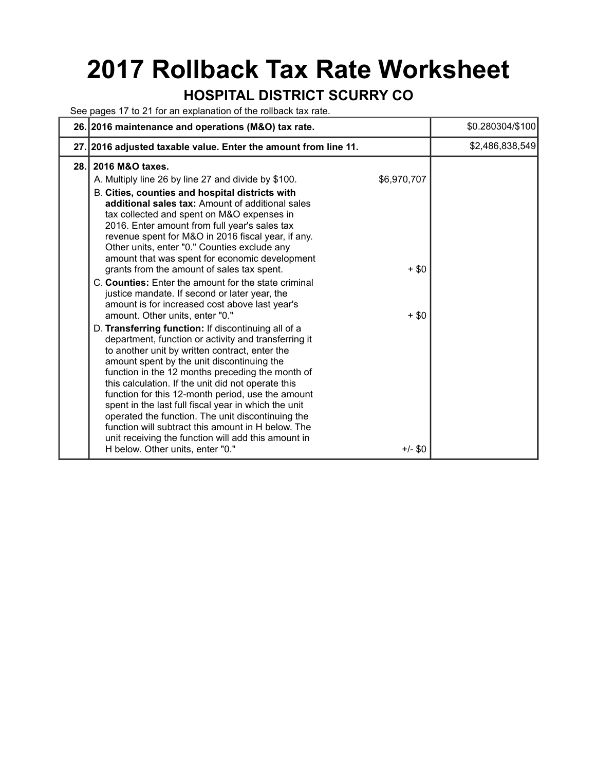# 2017 Rollback Tax Rate Worksheet

## HOSPITAL DISTRICT SCURRY CO

See pages 17 to 21 for an explanation of the rollback tax rate.

| | | | |
|---|---|---|---|
| 26. | **2016 maintenance and operations (M&O) tax rate.** | | $0.280304/$100 |
| 27. | **2016 adjusted taxable value. Enter the amount from line 11.** | | $2,486,838,549 |
| 28. | **2016 M&O taxes.** | | |
| | A. Multiply line 26 by line 27 and divide by $100. | $6,970,707 | |
| | B. **Cities, counties and hospital districts with additional sales tax:** Amount of additional sales tax collected and spent on M&O expenses in 2016. Enter amount from full year's sales tax revenue spent for M&O in 2016 fiscal year, if any. Other units, enter "0." Counties exclude any amount that was spent for economic development grants from the amount of sales tax spent. | + $0 | |
| | C. **Counties:** Enter the amount for the state criminal justice mandate. If second or later year, the amount is for increased cost above last year's amount. Other units, enter "0." | + $0 | |
| | D. **Transferring function:** If discontinuing all of a department, function or activity and transferring it to another unit by written contract, enter the amount spent by the unit discontinuing the function in the 12 months preceding the month of this calculation. If the unit did not operate this function for this 12-month period, use the amount spent in the last full fiscal year in which the unit operated the function. The unit discontinuing the function will subtract this amount in H below. The unit receiving the function will add this amount in H below. Other units, enter "0." | +/- $0 | |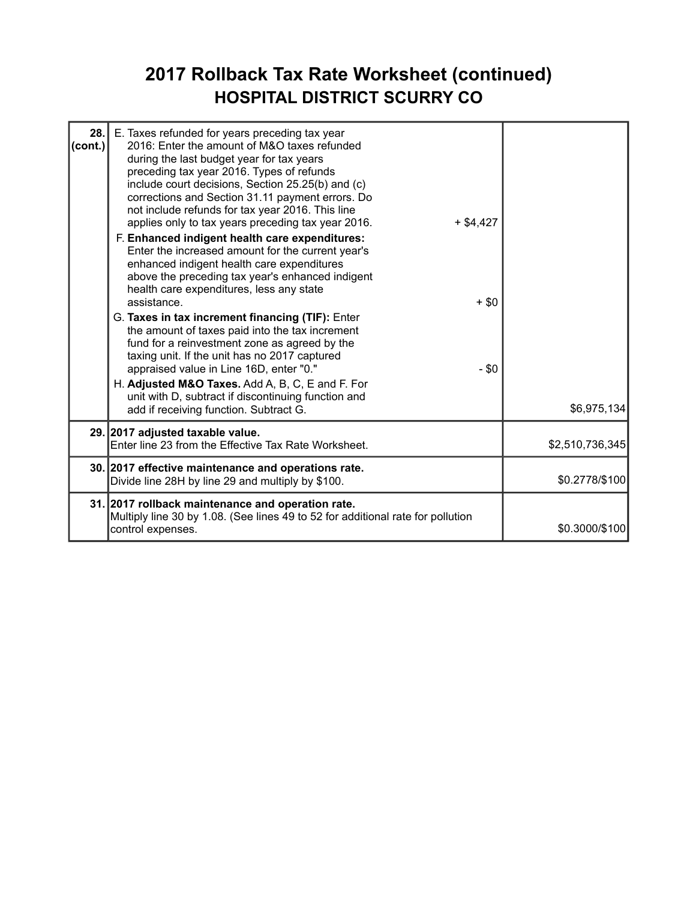# 2017 Rollback Tax Rate Worksheet (continued)

## HOSPITAL DISTRICT SCURRY CO

| Line | Description | | Amount |
|---|---|---|---|
| 28. (cont.) | E. Taxes refunded for years preceding tax year 2016: Enter the amount of M&O taxes refunded during the last budget year for tax years preceding tax year 2016. Types of refunds include court decisions, Section 25.25(b) and (c) corrections and Section 31.11 payment errors. Do not include refunds for tax year 2016. This line applies only to tax years preceding tax year 2016. | + $4,427 | |
| | F. **Enhanced indigent health care expenditures:** Enter the increased amount for the current year's enhanced indigent health care expenditures above the preceding tax year's enhanced indigent health care expenditures, less any state assistance. | + $0 | |
| | G. **Taxes in tax increment financing (TIF):** Enter the amount of taxes paid into the tax increment fund for a reinvestment zone as agreed by the taxing unit. If the unit has no 2017 captured appraised value in Line 16D, enter "0." | - $0 | |
| | H. **Adjusted M&O Taxes.** Add A, B, C, E and F. For unit with D, subtract if discontinuing function and add if receiving function. Subtract G. | | $6,975,134 |
| 29. | **2017 adjusted taxable value.** Enter line 23 from the Effective Tax Rate Worksheet. | | $2,510,736,345 |
| 30. | **2017 effective maintenance and operations rate.** Divide line 28H by line 29 and multiply by $100. | | $0.2778/$100 |
| 31. | **2017 rollback maintenance and operation rate.** Multiply line 30 by 1.08. (See lines 49 to 52 for additional rate for pollution control expenses. | | $0.3000/$100 |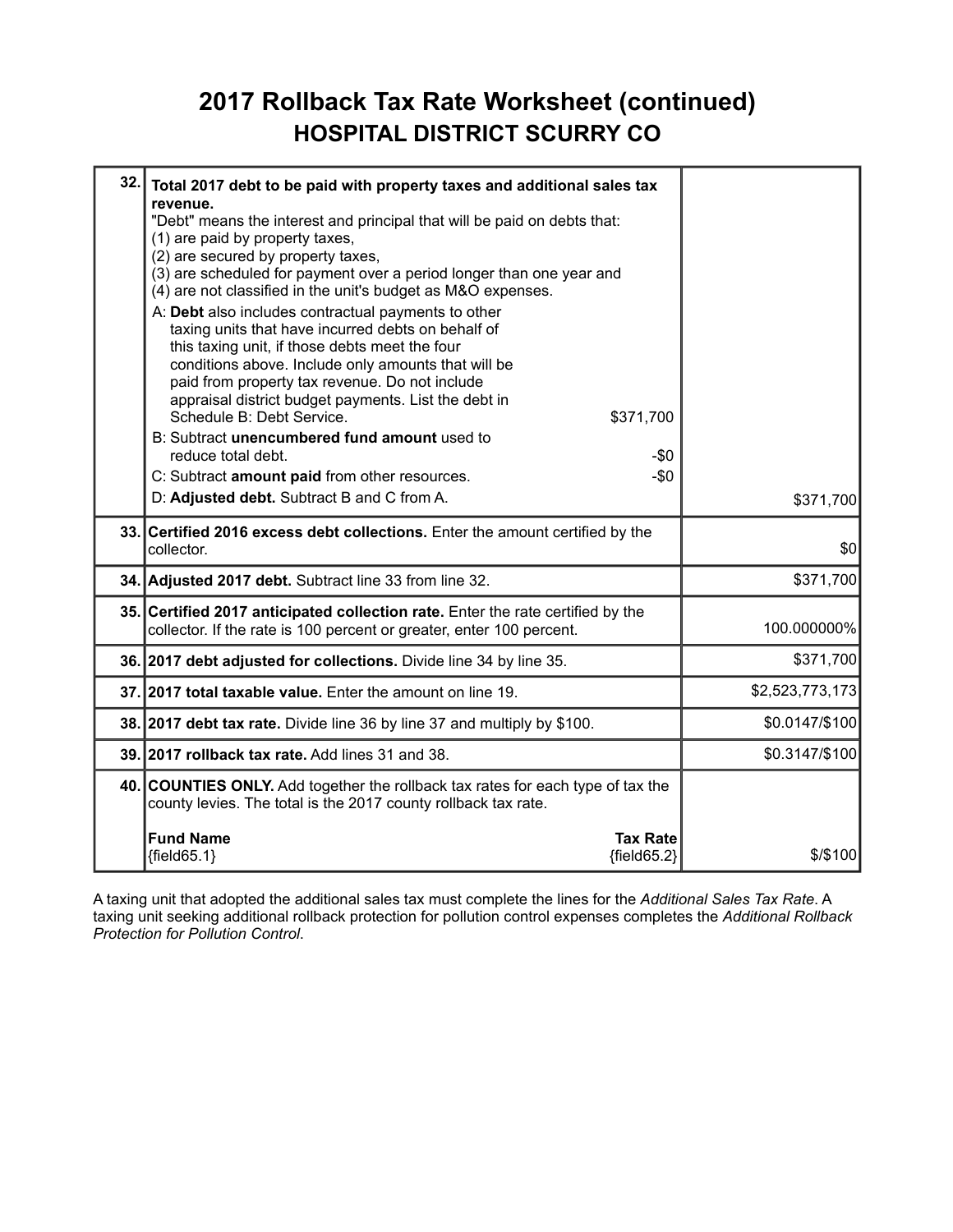# 2017 Rollback Tax Rate Worksheet (continued)

## HOSPITAL DISTRICT SCURRY CO

| Line | Description | Amount |
|---|---|---|
| 32. | **Total 2017 debt to be paid with property taxes and additional sales tax revenue.**<br>"Debt" means the interest and principal that will be paid on debts that:<br>(1) are paid by property taxes,<br>(2) are secured by property taxes,<br>(3) are scheduled for payment over a period longer than one year and<br>(4) are not classified in the unit's budget as M&O expenses.<br>A: **Debt** also includes contractual payments to other taxing units that have incurred debts on behalf of this taxing unit, if those debts meet the four conditions above. Include only amounts that will be paid from property tax revenue. Do not include appraisal district budget payments. List the debt in Schedule B: Debt Service. $371,700<br>B: Subtract **unencumbered fund amount** used to reduce total debt. -$0<br>C: Subtract **amount paid** from other resources. -$0<br>D: **Adjusted debt.** Subtract B and C from A. | $371,700 |
| 33. | **Certified 2016 excess debt collections.** Enter the amount certified by the collector. | $0 |
| 34. | **Adjusted 2017 debt.** Subtract line 33 from line 32. | $371,700 |
| 35. | **Certified 2017 anticipated collection rate.** Enter the rate certified by the collector. If the rate is 100 percent or greater, enter 100 percent. | 100.000000% |
| 36. | **2017 debt adjusted for collections.** Divide line 34 by line 35. | $371,700 |
| 37. | **2017 total taxable value.** Enter the amount on line 19. | $2,523,773,173 |
| 38. | **2017 debt tax rate.** Divide line 36 by line 37 and multiply by $100. | $0.0147/$100 |
| 39. | **2017 rollback tax rate.** Add lines 31 and 38. | $0.3147/$100 |
| 40. | **COUNTIES ONLY.** Add together the rollback tax rates for each type of tax the county levies. The total is the 2017 county rollback tax rate.<br>**Fund Name** / **Tax Rate**<br>{field65.1} / {field65.2} | $/$100 |

A taxing unit that adopted the additional sales tax must complete the lines for the *Additional Sales Tax Rate*. A taxing unit seeking additional rollback protection for pollution control expenses completes the *Additional Rollback Protection for Pollution Control*.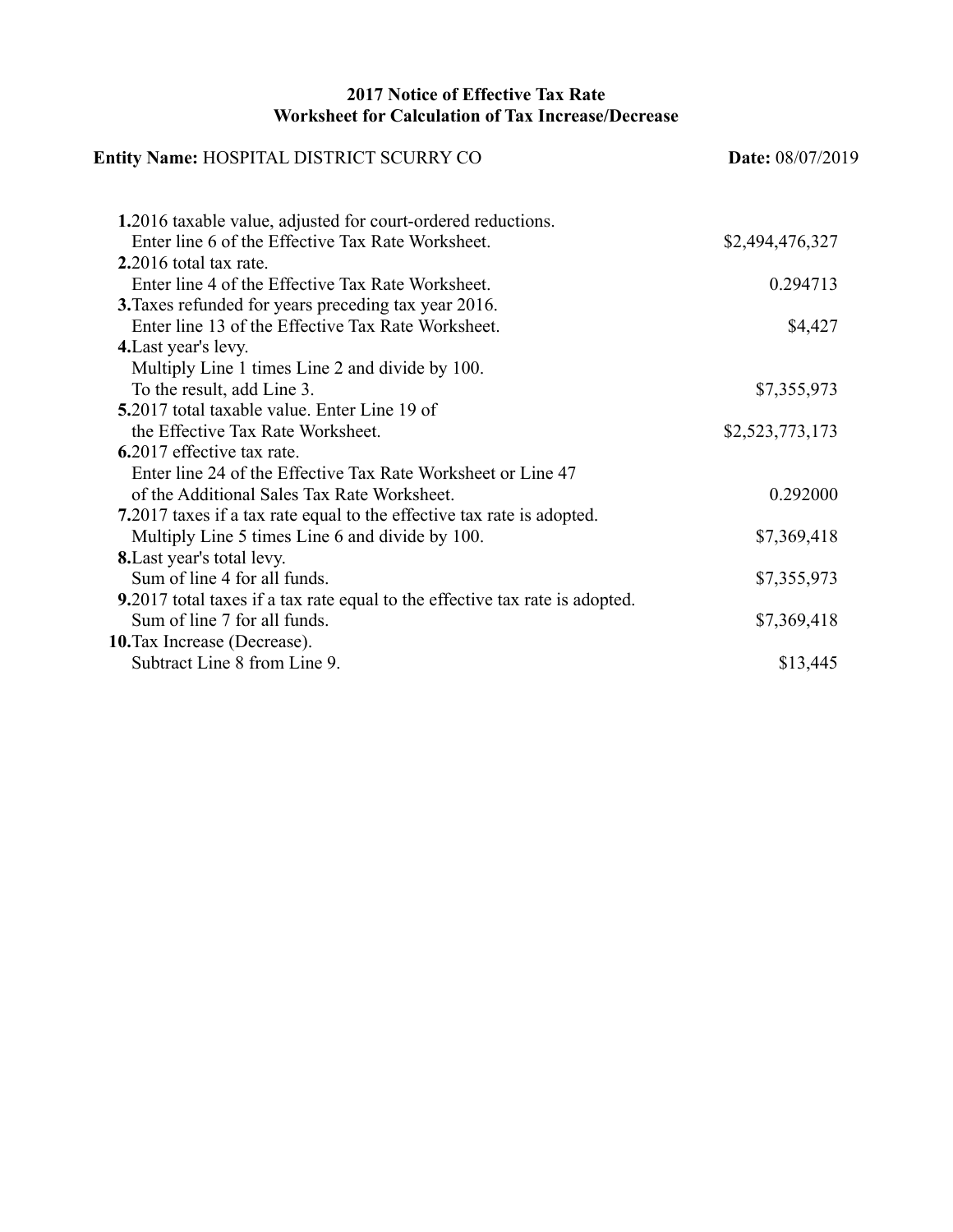# 2017 Notice of Effective Tax Rate
## Worksheet for Calculation of Tax Increase/Decrease

**Entity Name:** HOSPITAL DISTRICT SCURRY CO **Date:** 08/07/2019

| | |
|---|---|
| **1.** 2016 taxable value, adjusted for court-ordered reductions. Enter line 6 of the Effective Tax Rate Worksheet. | $2,494,476,327 |
| **2.** 2016 total tax rate. Enter line 4 of the Effective Tax Rate Worksheet. | 0.294713 |
| **3.** Taxes refunded for years preceding tax year 2016. Enter line 13 of the Effective Tax Rate Worksheet. | $4,427 |
| **4.** Last year's levy. Multiply Line 1 times Line 2 and divide by 100. To the result, add Line 3. | $7,355,973 |
| **5.** 2017 total taxable value. Enter Line 19 of the Effective Tax Rate Worksheet. | $2,523,773,173 |
| **6.** 2017 effective tax rate. Enter line 24 of the Effective Tax Rate Worksheet or Line 47 of the Additional Sales Tax Rate Worksheet. | 0.292000 |
| **7.** 2017 taxes if a tax rate equal to the effective tax rate is adopted. Multiply Line 5 times Line 6 and divide by 100. | $7,369,418 |
| **8.** Last year's total levy. Sum of line 4 for all funds. | $7,355,973 |
| **9.** 2017 total taxes if a tax rate equal to the effective tax rate is adopted. Sum of line 7 for all funds. | $7,369,418 |
| **10.** Tax Increase (Decrease). Subtract Line 8 from Line 9. | $13,445 |